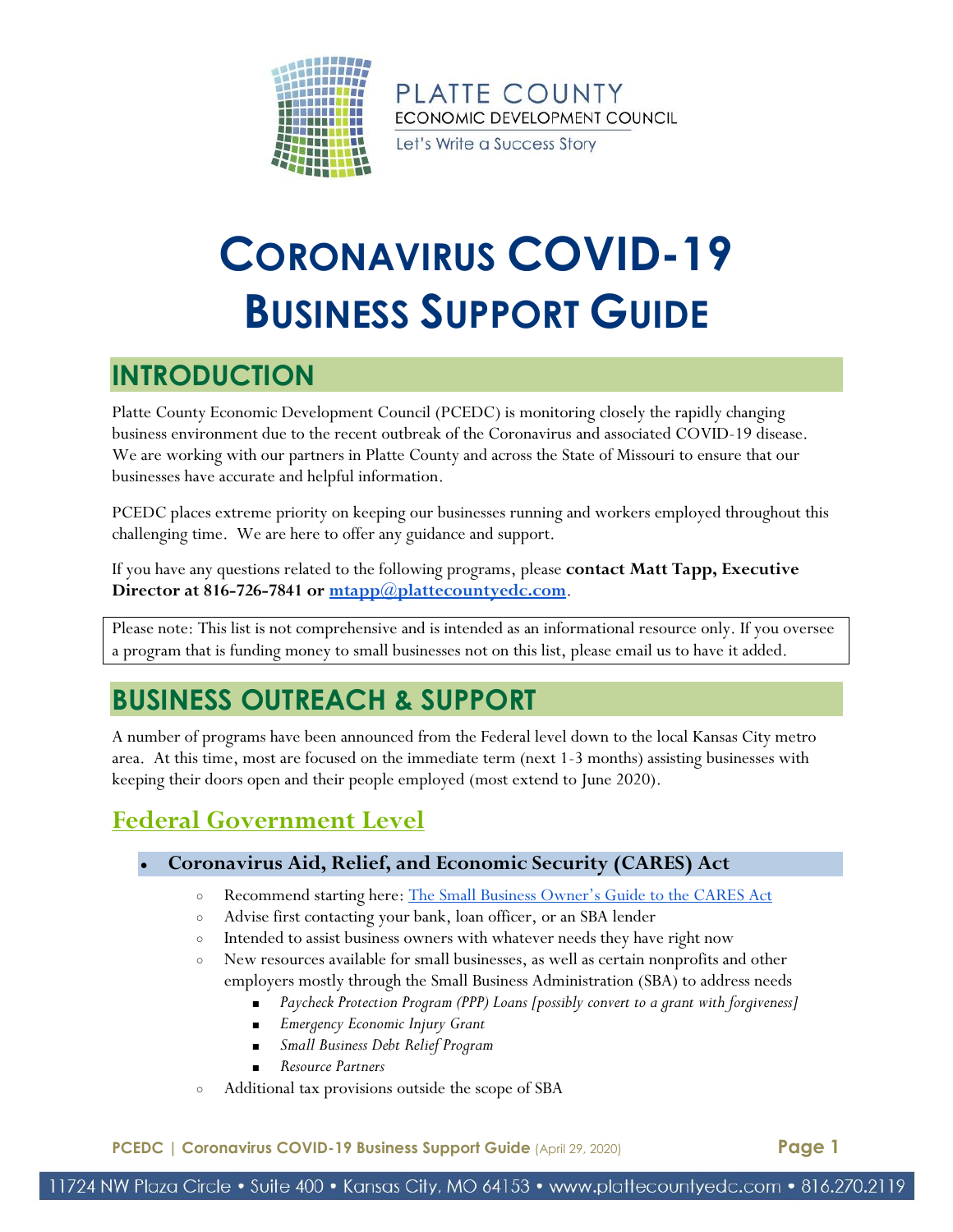PLATTE COUNTY
ECONOMIC DEVELOPMENT COUNCIL
Let's Write a Success Story

# CORONAVIRUS COVID-19 BUSINESS SUPPORT GUIDE

## INTRODUCTION

Platte County Economic Development Council (PCEDC) is monitoring closely the rapidly changing business environment due to the recent outbreak of the Coronavirus and associated COVID-19 disease. We are working with our partners in Platte County and across the State of Missouri to ensure that our businesses have accurate and helpful information.

PCEDC places extreme priority on keeping our businesses running and workers employed throughout this challenging time. We are here to offer any guidance and support.

If you have any questions related to the following programs, please **contact Matt Tapp, Executive Director at 816-726-7841 or mtapp@plattecountyedc.com**.

> Please note: This list is not comprehensive and is intended as an informational resource only. If you oversee a program that is funding money to small businesses not on this list, please email us to have it added.

## BUSINESS OUTREACH & SUPPORT

A number of programs have been announced from the Federal level down to the local Kansas City metro area. At this time, most are focused on the immediate term (next 1-3 months) assisting businesses with keeping their doors open and their people employed (most extend to June 2020).

### Federal Government Level

- **Coronavirus Aid, Relief, and Economic Security (CARES) Act**
  - Recommend starting here: The Small Business Owner's Guide to the CARES Act
  - Advise first contacting your bank, loan officer, or an SBA lender
  - Intended to assist business owners with whatever needs they have right now
  - New resources available for small businesses, as well as certain nonprofits and other employers mostly through the Small Business Administration (SBA) to address needs
    - *Paycheck Protection Program (PPP) Loans [possibly convert to a grant with forgiveness]*
    - *Emergency Economic Injury Grant*
    - *Small Business Debt Relief Program*
    - *Resource Partners*
  - Additional tax provisions outside the scope of SBA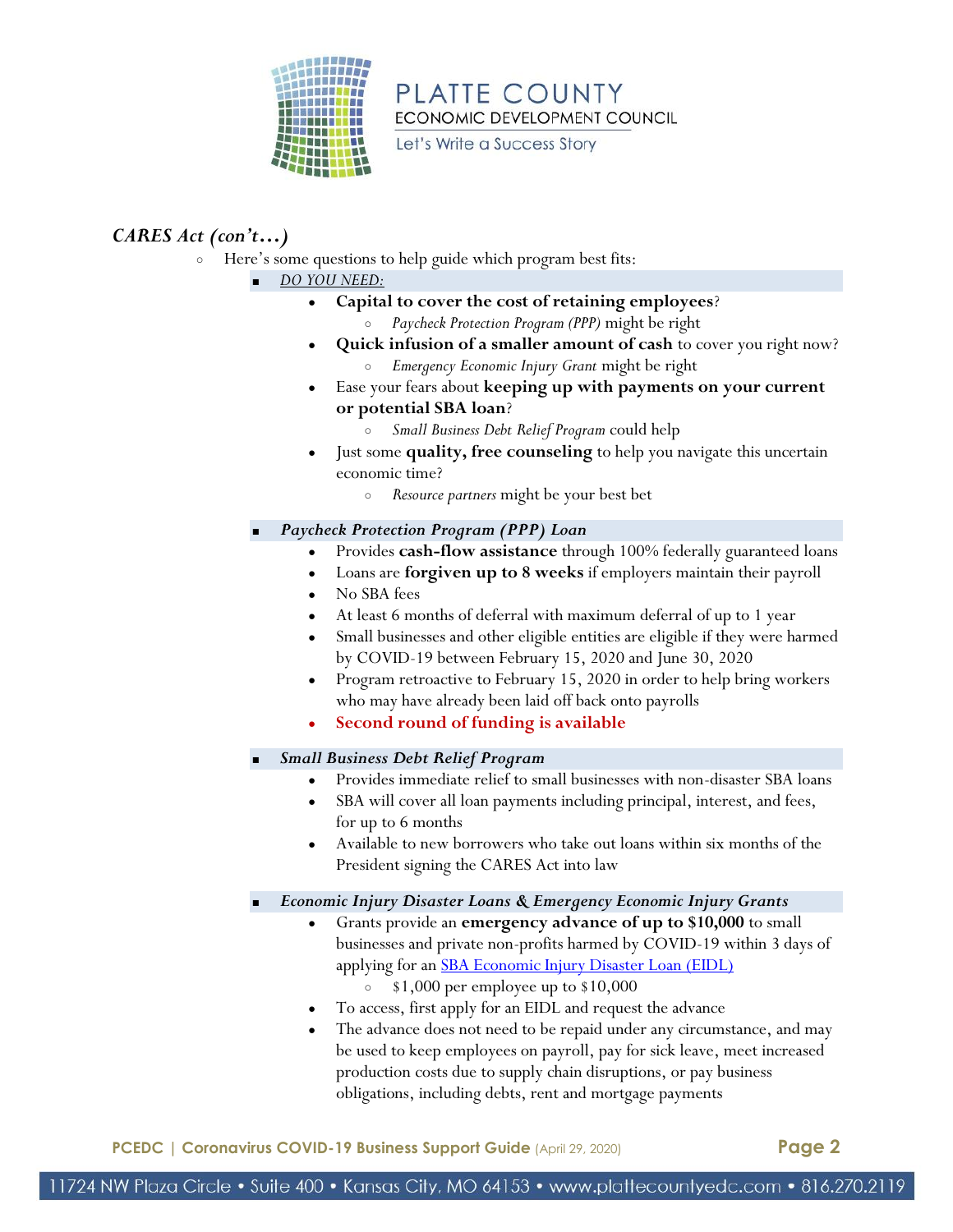## *CARES Act (con't…)*

- Here's some questions to help guide which program best fits:
  - *DO YOU NEED:*
    - **Capital to cover the cost of retaining employees**?
      - *Paycheck Protection Program (PPP)* might be right
    - **Quick infusion of a smaller amount of cash** to cover you right now?
      - *Emergency Economic Injury Grant* might be right
    - Ease your fears about **keeping up with payments on your current or potential SBA loan**?
      - *Small Business Debt Relief Program* could help
    - Just some **quality, free counseling** to help you navigate this uncertain economic time?
      - *Resource partners* might be your best bet
  - ***Paycheck Protection Program (PPP) Loan***
    - Provides **cash-flow assistance** through 100% federally guaranteed loans
    - Loans are **forgiven up to 8 weeks** if employers maintain their payroll
    - No SBA fees
    - At least 6 months of deferral with maximum deferral of up to 1 year
    - Small businesses and other eligible entities are eligible if they were harmed by COVID-19 between February 15, 2020 and June 30, 2020
    - Program retroactive to February 15, 2020 in order to help bring workers who may have already been laid off back onto payrolls
    - **Second round of funding is available**
  - ***Small Business Debt Relief Program***
    - Provides immediate relief to small businesses with non-disaster SBA loans
    - SBA will cover all loan payments including principal, interest, and fees, for up to 6 months
    - Available to new borrowers who take out loans within six months of the President signing the CARES Act into law
  - ***Economic Injury Disaster Loans & Emergency Economic Injury Grants***
    - Grants provide an **emergency advance of up to $10,000** to small businesses and private non-profits harmed by COVID-19 within 3 days of applying for an [SBA Economic Injury Disaster Loan (EIDL)]
      - $1,000 per employee up to $10,000
    - To access, first apply for an EIDL and request the advance
    - The advance does not need to be repaid under any circumstance, and may be used to keep employees on payroll, pay for sick leave, meet increased production costs due to supply chain disruptions, or pay business obligations, including debts, rent and mortgage payments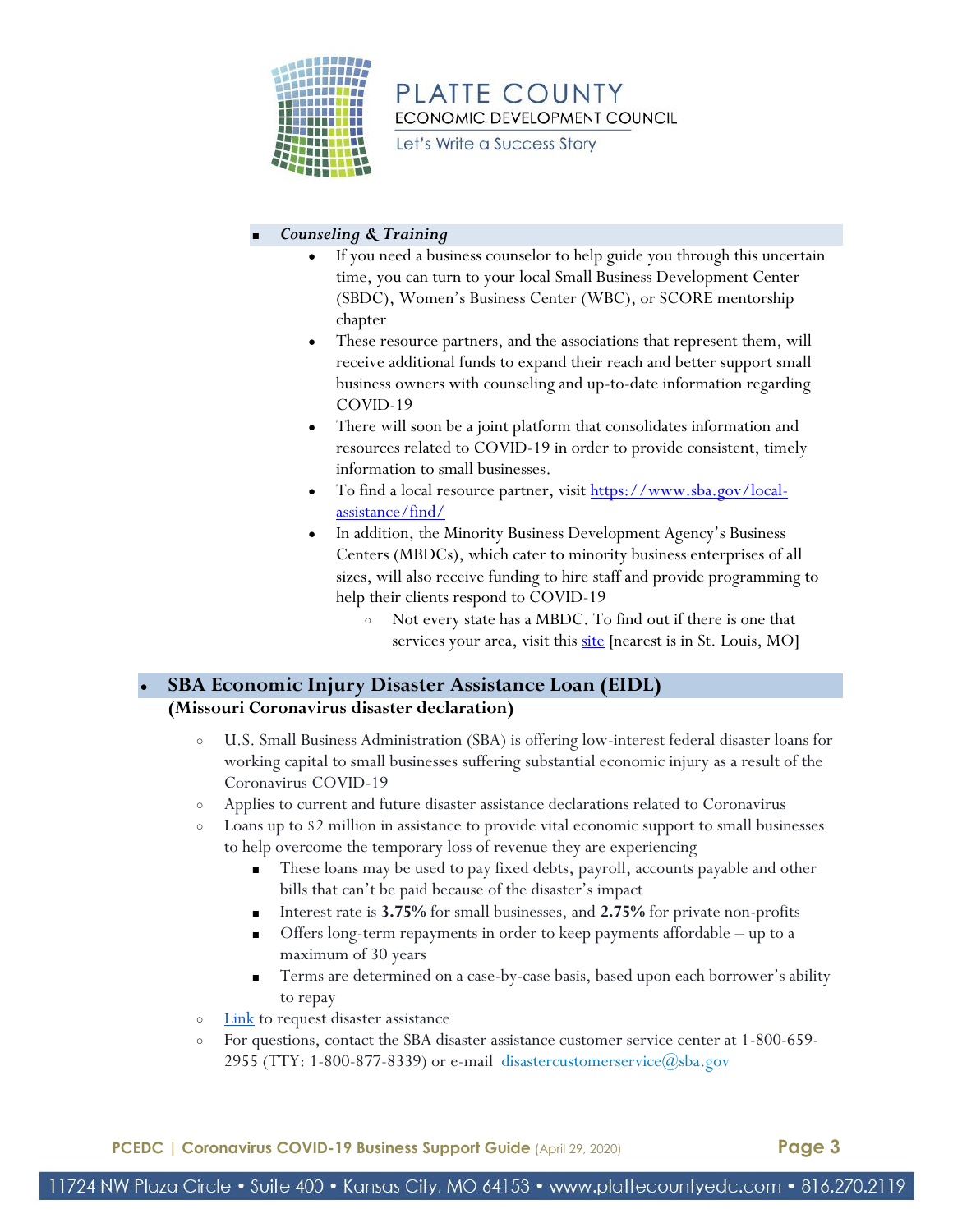- ***Counseling & Training***
    - If you need a business counselor to help guide you through this uncertain time, you can turn to your local Small Business Development Center (SBDC), Women's Business Center (WBC), or SCORE mentorship chapter
    - These resource partners, and the associations that represent them, will receive additional funds to expand their reach and better support small business owners with counseling and up-to-date information regarding COVID-19
    - There will soon be a joint platform that consolidates information and resources related to COVID-19 in order to provide consistent, timely information to small businesses.
    - To find a local resource partner, visit [https://www.sba.gov/local-assistance/find/](https://www.sba.gov/local-assistance/find/)
    - In addition, the Minority Business Development Agency's Business Centers (MBDCs), which cater to minority business enterprises of all sizes, will also receive funding to hire staff and provide programming to help their clients respond to COVID-19
        - Not every state has a MBDC. To find out if there is one that services your area, visit this site [nearest is in St. Louis, MO]

- **SBA Economic Injury Disaster Assistance Loan (EIDL)**
  **(Missouri Coronavirus disaster declaration)**
    - U.S. Small Business Administration (SBA) is offering low-interest federal disaster loans for working capital to small businesses suffering substantial economic injury as a result of the Coronavirus COVID-19
    - Applies to current and future disaster assistance declarations related to Coronavirus
    - Loans up to $2 million in assistance to provide vital economic support to small businesses to help overcome the temporary loss of revenue they are experiencing
        - These loans may be used to pay fixed debts, payroll, accounts payable and other bills that can't be paid because of the disaster's impact
        - Interest rate is **3.75%** for small businesses, and **2.75%** for private non-profits
        - Offers long-term repayments in order to keep payments affordable – up to a maximum of 30 years
        - Terms are determined on a case-by-case basis, based upon each borrower's ability to repay
    - Link to request disaster assistance
    - For questions, contact the SBA disaster assistance customer service center at 1-800-659-2955 (TTY: 1-800-877-8339) or e-mail disastercustomerservice@sba.gov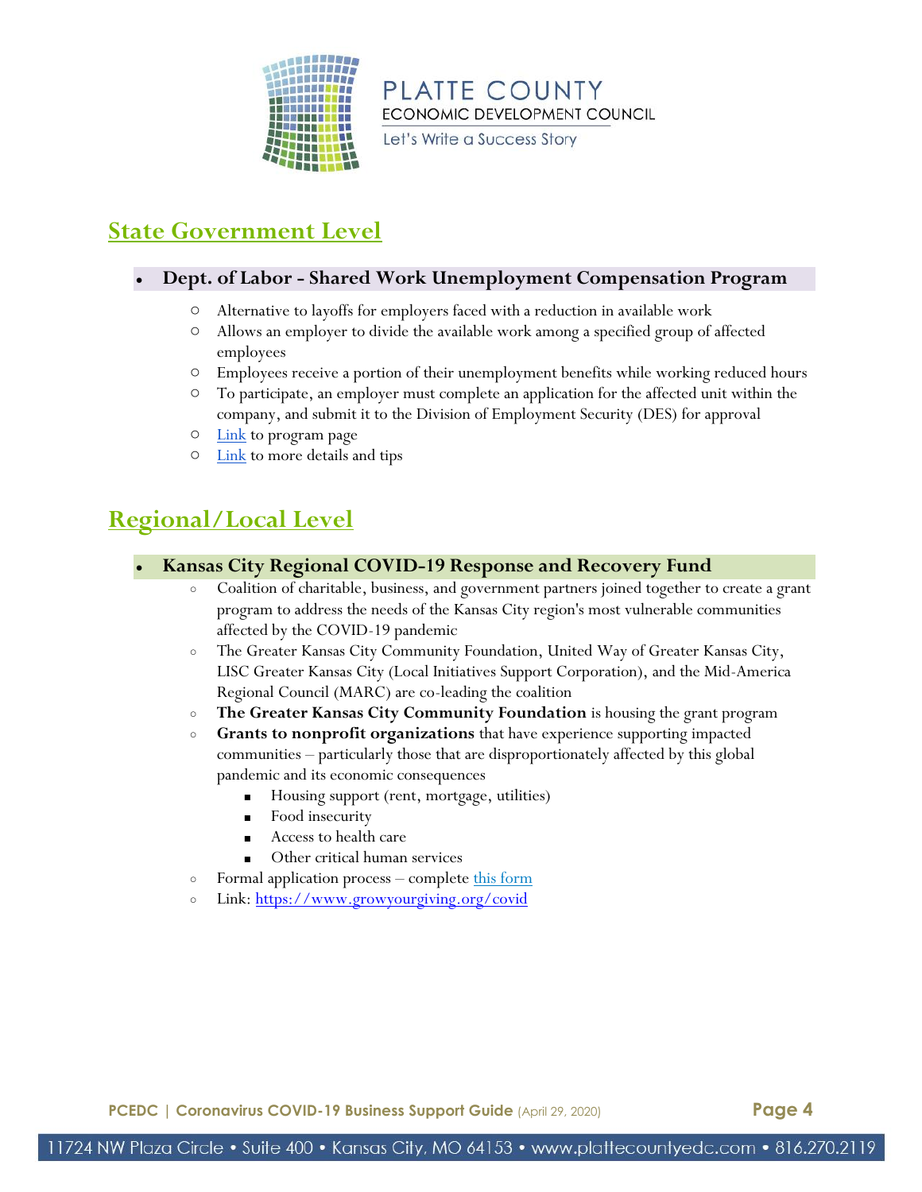## State Government Level

- **Dept. of Labor - Shared Work Unemployment Compensation Program**
  - Alternative to layoffs for employers faced with a reduction in available work
  - Allows an employer to divide the available work among a specified group of affected employees
  - Employees receive a portion of their unemployment benefits while working reduced hours
  - To participate, an employer must complete an application for the affected unit within the company, and submit it to the Division of Employment Security (DES) for approval
  - Link to program page
  - Link to more details and tips

## Regional/Local Level

- **Kansas City Regional COVID-19 Response and Recovery Fund**
  - Coalition of charitable, business, and government partners joined together to create a grant program to address the needs of the Kansas City region's most vulnerable communities affected by the COVID-19 pandemic
  - The Greater Kansas City Community Foundation, United Way of Greater Kansas City, LISC Greater Kansas City (Local Initiatives Support Corporation), and the Mid-America Regional Council (MARC) are co-leading the coalition
  - **The Greater Kansas City Community Foundation** is housing the grant program
  - **Grants to nonprofit organizations** that have experience supporting impacted communities – particularly those that are disproportionately affected by this global pandemic and its economic consequences
    - Housing support (rent, mortgage, utilities)
    - Food insecurity
    - Access to health care
    - Other critical human services
  - Formal application process – complete this form
  - Link: https://www.growyourgiving.org/covid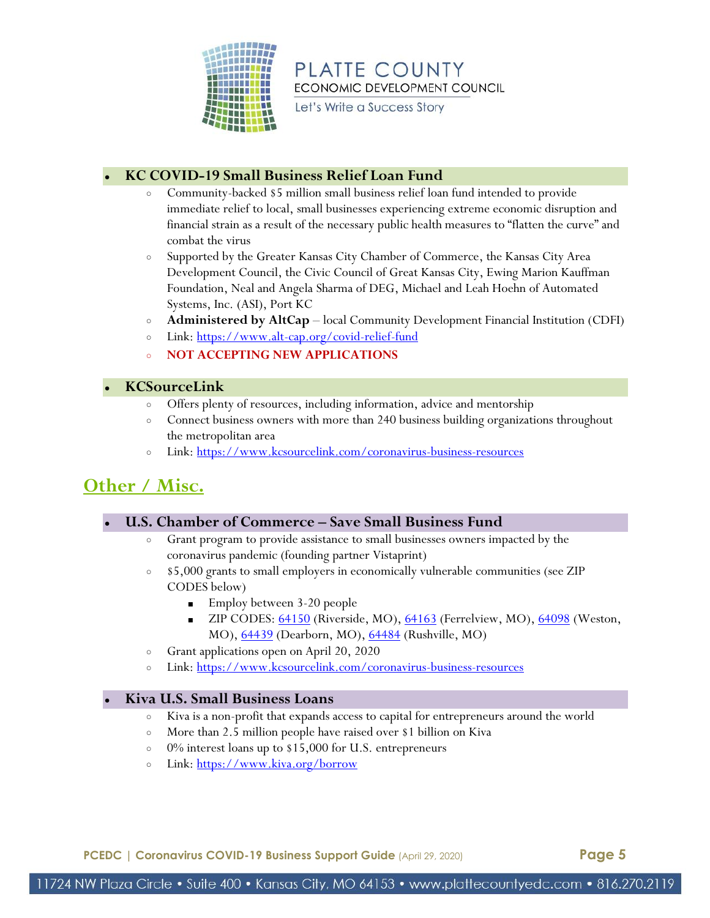- **KC COVID-19 Small Business Relief Loan Fund**
    - Community-backed $5 million small business relief loan fund intended to provide immediate relief to local, small businesses experiencing extreme economic disruption and financial strain as a result of the necessary public health measures to "flatten the curve" and combat the virus
    - Supported by the Greater Kansas City Chamber of Commerce, the Kansas City Area Development Council, the Civic Council of Great Kansas City, Ewing Marion Kauffman Foundation, Neal and Angela Sharma of DEG, Michael and Leah Hoehn of Automated Systems, Inc. (ASI), Port KC
    - **Administered by AltCap** – local Community Development Financial Institution (CDFI)
    - Link: https://www.alt-cap.org/covid-relief-fund
    - **NOT ACCEPTING NEW APPLICATIONS**

- **KCSourceLink**
    - Offers plenty of resources, including information, advice and mentorship
    - Connect business owners with more than 240 business building organizations throughout the metropolitan area
    - Link: https://www.kcsourcelink.com/coronavirus-business-resources

## Other / Misc.

- **U.S. Chamber of Commerce – Save Small Business Fund**
    - Grant program to provide assistance to small businesses owners impacted by the coronavirus pandemic (founding partner Vistaprint)
    - $5,000 grants to small employers in economically vulnerable communities (see ZIP CODES below)
        - Employ between 3-20 people
        - ZIP CODES: 64150 (Riverside, MO), 64163 (Ferrelview, MO), 64098 (Weston, MO), 64439 (Dearborn, MO), 64484 (Rushville, MO)
    - Grant applications open on April 20, 2020
    - Link: https://www.kcsourcelink.com/coronavirus-business-resources

- **Kiva U.S. Small Business Loans**
    - Kiva is a non-profit that expands access to capital for entrepreneurs around the world
    - More than 2.5 million people have raised over $1 billion on Kiva
    - 0% interest loans up to $15,000 for U.S. entrepreneurs
    - Link: https://www.kiva.org/borrow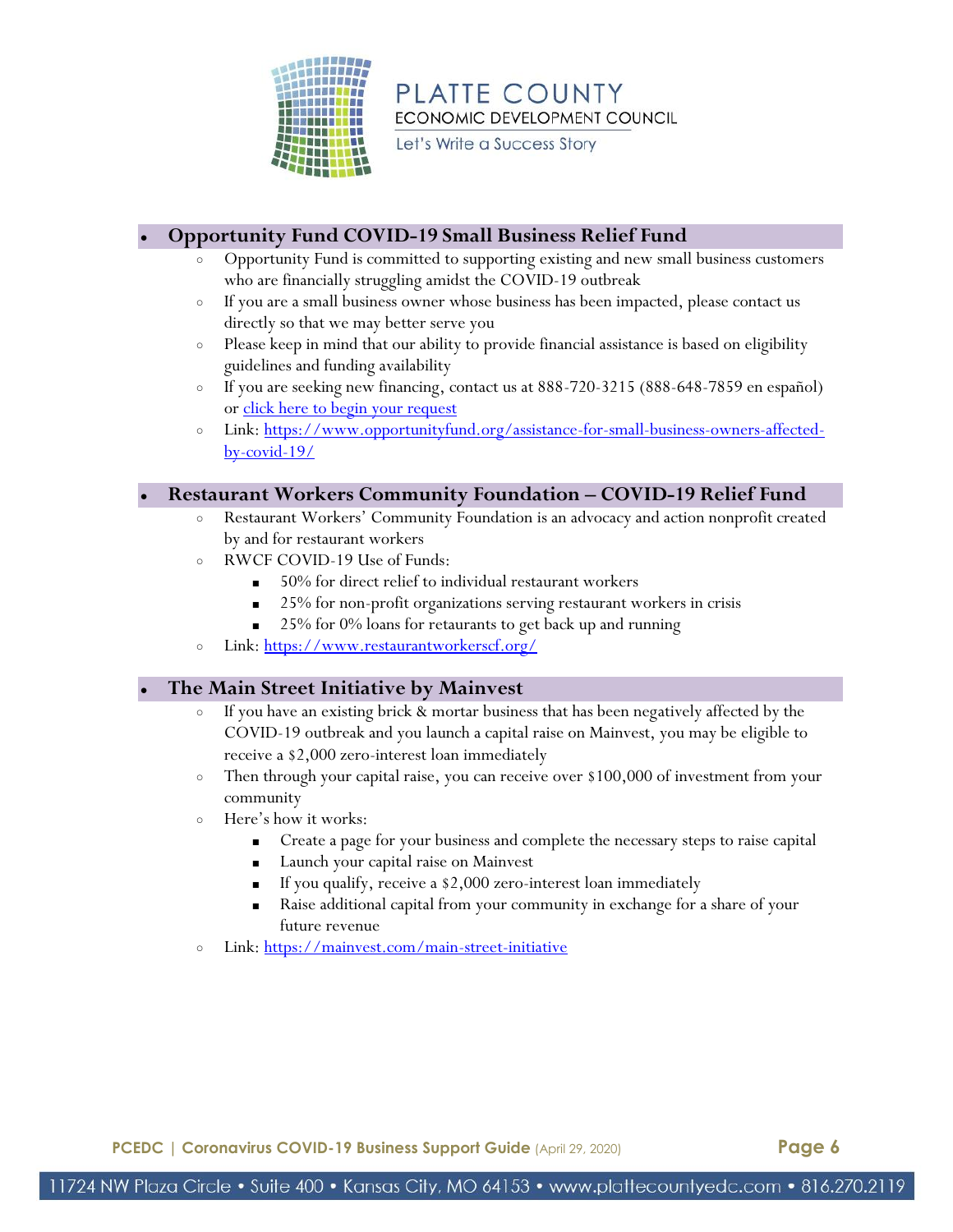- **Opportunity Fund COVID-19 Small Business Relief Fund**
  - Opportunity Fund is committed to supporting existing and new small business customers who are financially struggling amidst the COVID-19 outbreak
  - If you are a small business owner whose business has been impacted, please contact us directly so that we may better serve you
  - Please keep in mind that our ability to provide financial assistance is based on eligibility guidelines and funding availability
  - If you are seeking new financing, contact us at 888-720-3215 (888-648-7859 en español) or click here to begin your request
  - Link: https://www.opportunityfund.org/assistance-for-small-business-owners-affected-by-covid-19/

- **Restaurant Workers Community Foundation – COVID-19 Relief Fund**
  - Restaurant Workers' Community Foundation is an advocacy and action nonprofit created by and for restaurant workers
  - RWCF COVID-19 Use of Funds:
    - 50% for direct relief to individual restaurant workers
    - 25% for non-profit organizations serving restaurant workers in crisis
    - 25% for 0% loans for retaurants to get back up and running
  - Link: https://www.restaurantworkerscf.org/

- **The Main Street Initiative by Mainvest**
  - If you have an existing brick & mortar business that has been negatively affected by the COVID-19 outbreak and you launch a capital raise on Mainvest, you may be eligible to receive a $2,000 zero-interest loan immediately
  - Then through your capital raise, you can receive over $100,000 of investment from your community
  - Here's how it works:
    - Create a page for your business and complete the necessary steps to raise capital
    - Launch your capital raise on Mainvest
    - If you qualify, receive a $2,000 zero-interest loan immediately
    - Raise additional capital from your community in exchange for a share of your future revenue
  - Link: https://mainvest.com/main-street-initiative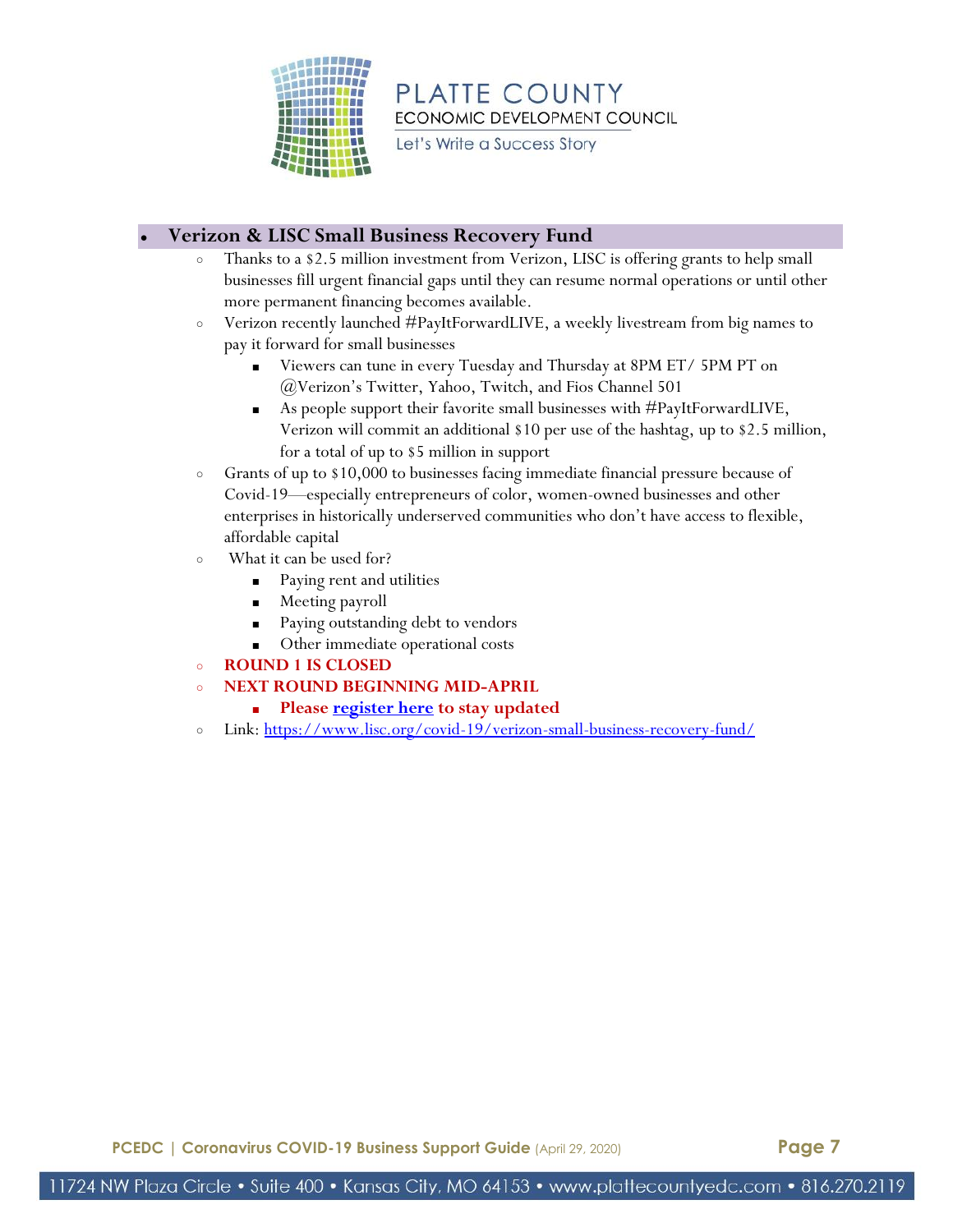- **Verizon & LISC Small Business Recovery Fund**
    - Thanks to a $2.5 million investment from Verizon, LISC is offering grants to help small businesses fill urgent financial gaps until they can resume normal operations or until other more permanent financing becomes available.
    - Verizon recently launched #PayItForwardLIVE, a weekly livestream from big names to pay it forward for small businesses
        - Viewers can tune in every Tuesday and Thursday at 8PM ET/ 5PM PT on @Verizon's Twitter, Yahoo, Twitch, and Fios Channel 501
        - As people support their favorite small businesses with #PayItForwardLIVE, Verizon will commit an additional $10 per use of the hashtag, up to $2.5 million, for a total of up to $5 million in support
    - Grants of up to $10,000 to businesses facing immediate financial pressure because of Covid-19—especially entrepreneurs of color, women-owned businesses and other enterprises in historically underserved communities who don't have access to flexible, affordable capital
    - What it can be used for?
        - Paying rent and utilities
        - Meeting payroll
        - Paying outstanding debt to vendors
        - Other immediate operational costs
    - **ROUND 1 IS CLOSED**
    - **NEXT ROUND BEGINNING MID-APRIL**
        - **Please register here to stay updated**
    - Link: https://www.lisc.org/covid-19/verizon-small-business-recovery-fund/